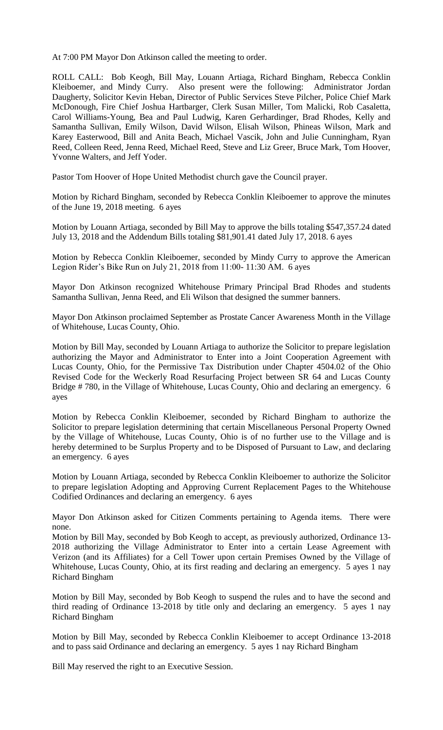At 7:00 PM Mayor Don Atkinson called the meeting to order.

ROLL CALL: Bob Keogh, Bill May, Louann Artiaga, Richard Bingham, Rebecca Conklin Kleiboemer, and Mindy Curry. Also present were the following: Administrator Jordan Daugherty, Solicitor Kevin Heban, Director of Public Services Steve Pilcher, Police Chief Mark McDonough, Fire Chief Joshua Hartbarger, Clerk Susan Miller, Tom Malicki, Rob Casaletta, Carol Williams-Young, Bea and Paul Ludwig, Karen Gerhardinger, Brad Rhodes, Kelly and Samantha Sullivan, Emily Wilson, David Wilson, Elisah Wilson, Phineas Wilson, Mark and Karey Easterwood, Bill and Anita Beach, Michael Vascik, John and Julie Cunningham, Ryan Reed, Colleen Reed, Jenna Reed, Michael Reed, Steve and Liz Greer, Bruce Mark, Tom Hoover, Yvonne Walters, and Jeff Yoder.

Pastor Tom Hoover of Hope United Methodist church gave the Council prayer.

Motion by Richard Bingham, seconded by Rebecca Conklin Kleiboemer to approve the minutes of the June 19, 2018 meeting. 6 ayes

Motion by Louann Artiaga, seconded by Bill May to approve the bills totaling $547,357.24 dated July 13, 2018 and the Addendum Bills totaling $81,901.41 dated July 17, 2018. 6 ayes

Motion by Rebecca Conklin Kleiboemer, seconded by Mindy Curry to approve the American Legion Rider's Bike Run on July 21, 2018 from 11:00- 11:30 AM. 6 ayes

Mayor Don Atkinson recognized Whitehouse Primary Principal Brad Rhodes and students Samantha Sullivan, Jenna Reed, and Eli Wilson that designed the summer banners.

Mayor Don Atkinson proclaimed September as Prostate Cancer Awareness Month in the Village of Whitehouse, Lucas County, Ohio.

Motion by Bill May, seconded by Louann Artiaga to authorize the Solicitor to prepare legislation authorizing the Mayor and Administrator to Enter into a Joint Cooperation Agreement with Lucas County, Ohio, for the Permissive Tax Distribution under Chapter 4504.02 of the Ohio Revised Code for the Weckerly Road Resurfacing Project between SR 64 and Lucas County Bridge # 780, in the Village of Whitehouse, Lucas County, Ohio and declaring an emergency. 6 ayes

Motion by Rebecca Conklin Kleiboemer, seconded by Richard Bingham to authorize the Solicitor to prepare legislation determining that certain Miscellaneous Personal Property Owned by the Village of Whitehouse, Lucas County, Ohio is of no further use to the Village and is hereby determined to be Surplus Property and to be Disposed of Pursuant to Law, and declaring an emergency. 6 ayes

Motion by Louann Artiaga, seconded by Rebecca Conklin Kleiboemer to authorize the Solicitor to prepare legislation Adopting and Approving Current Replacement Pages to the Whitehouse Codified Ordinances and declaring an emergency. 6 ayes

Mayor Don Atkinson asked for Citizen Comments pertaining to Agenda items. There were none.

Motion by Bill May, seconded by Bob Keogh to accept, as previously authorized, Ordinance 13-2018 authorizing the Village Administrator to Enter into a certain Lease Agreement with Verizon (and its Affiliates) for a Cell Tower upon certain Premises Owned by the Village of Whitehouse, Lucas County, Ohio, at its first reading and declaring an emergency. 5 ayes 1 nay Richard Bingham

Motion by Bill May, seconded by Bob Keogh to suspend the rules and to have the second and third reading of Ordinance 13-2018 by title only and declaring an emergency. 5 ayes 1 nay Richard Bingham

Motion by Bill May, seconded by Rebecca Conklin Kleiboemer to accept Ordinance 13-2018 and to pass said Ordinance and declaring an emergency. 5 ayes 1 nay Richard Bingham

Bill May reserved the right to an Executive Session.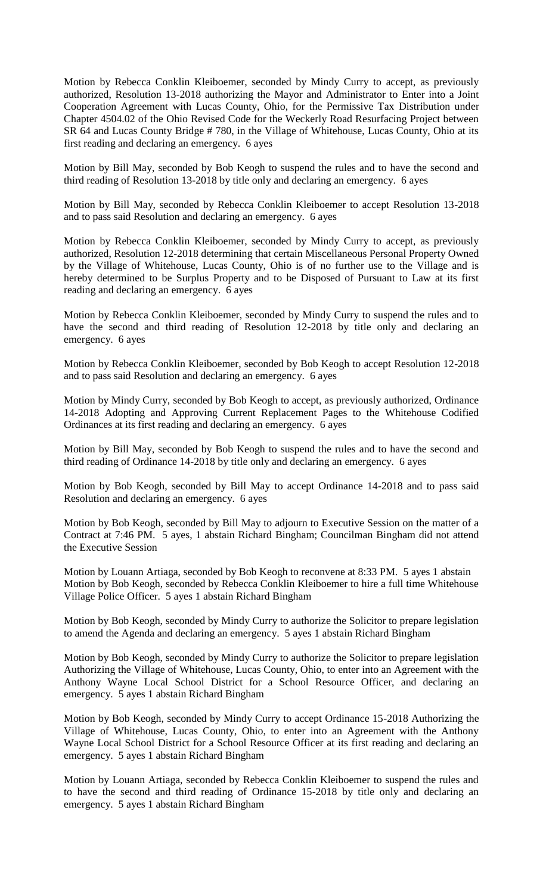Motion by Rebecca Conklin Kleiboemer, seconded by Mindy Curry to accept, as previously authorized, Resolution 13-2018 authorizing the Mayor and Administrator to Enter into a Joint Cooperation Agreement with Lucas County, Ohio, for the Permissive Tax Distribution under Chapter 4504.02 of the Ohio Revised Code for the Weckerly Road Resurfacing Project between SR 64 and Lucas County Bridge # 780, in the Village of Whitehouse, Lucas County, Ohio at its first reading and declaring an emergency. 6 ayes

Motion by Bill May, seconded by Bob Keogh to suspend the rules and to have the second and third reading of Resolution 13-2018 by title only and declaring an emergency. 6 ayes

Motion by Bill May, seconded by Rebecca Conklin Kleiboemer to accept Resolution 13-2018 and to pass said Resolution and declaring an emergency. 6 ayes

Motion by Rebecca Conklin Kleiboemer, seconded by Mindy Curry to accept, as previously authorized, Resolution 12-2018 determining that certain Miscellaneous Personal Property Owned by the Village of Whitehouse, Lucas County, Ohio is of no further use to the Village and is hereby determined to be Surplus Property and to be Disposed of Pursuant to Law at its first reading and declaring an emergency. 6 ayes

Motion by Rebecca Conklin Kleiboemer, seconded by Mindy Curry to suspend the rules and to have the second and third reading of Resolution 12-2018 by title only and declaring an emergency. 6 ayes

Motion by Rebecca Conklin Kleiboemer, seconded by Bob Keogh to accept Resolution 12-2018 and to pass said Resolution and declaring an emergency. 6 ayes

Motion by Mindy Curry, seconded by Bob Keogh to accept, as previously authorized, Ordinance 14-2018 Adopting and Approving Current Replacement Pages to the Whitehouse Codified Ordinances at its first reading and declaring an emergency. 6 ayes

Motion by Bill May, seconded by Bob Keogh to suspend the rules and to have the second and third reading of Ordinance 14-2018 by title only and declaring an emergency. 6 ayes

Motion by Bob Keogh, seconded by Bill May to accept Ordinance 14-2018 and to pass said Resolution and declaring an emergency. 6 ayes

Motion by Bob Keogh, seconded by Bill May to adjourn to Executive Session on the matter of a Contract at 7:46 PM. 5 ayes, 1 abstain Richard Bingham; Councilman Bingham did not attend the Executive Session

Motion by Louann Artiaga, seconded by Bob Keogh to reconvene at 8:33 PM. 5 ayes 1 abstain
Motion by Bob Keogh, seconded by Rebecca Conklin Kleiboemer to hire a full time Whitehouse Village Police Officer. 5 ayes 1 abstain Richard Bingham

Motion by Bob Keogh, seconded by Mindy Curry to authorize the Solicitor to prepare legislation to amend the Agenda and declaring an emergency. 5 ayes 1 abstain Richard Bingham

Motion by Bob Keogh, seconded by Mindy Curry to authorize the Solicitor to prepare legislation Authorizing the Village of Whitehouse, Lucas County, Ohio, to enter into an Agreement with the Anthony Wayne Local School District for a School Resource Officer, and declaring an emergency. 5 ayes 1 abstain Richard Bingham

Motion by Bob Keogh, seconded by Mindy Curry to accept Ordinance 15-2018 Authorizing the Village of Whitehouse, Lucas County, Ohio, to enter into an Agreement with the Anthony Wayne Local School District for a School Resource Officer at its first reading and declaring an emergency. 5 ayes 1 abstain Richard Bingham

Motion by Louann Artiaga, seconded by Rebecca Conklin Kleiboemer to suspend the rules and to have the second and third reading of Ordinance 15-2018 by title only and declaring an emergency. 5 ayes 1 abstain Richard Bingham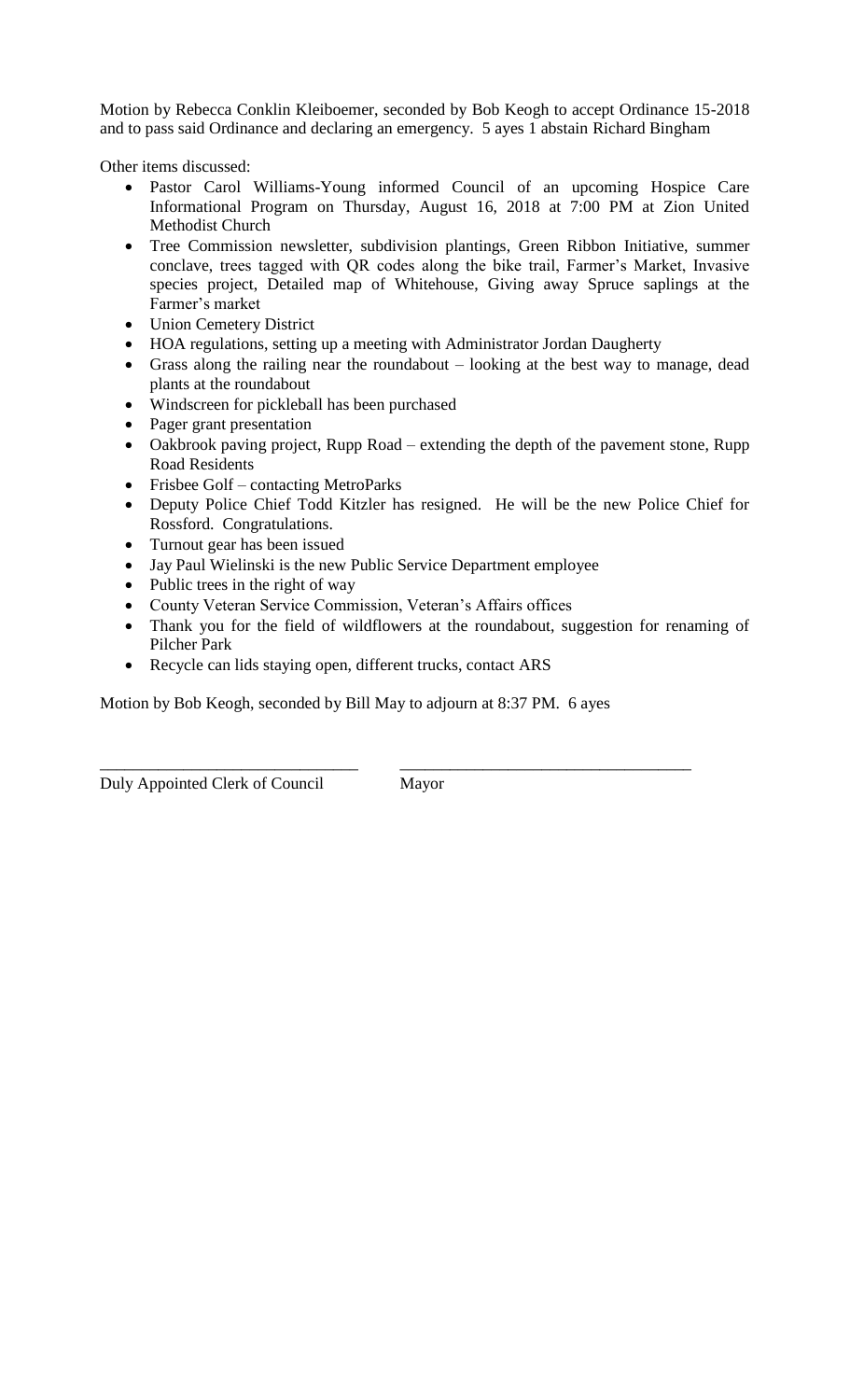Motion by Rebecca Conklin Kleiboemer, seconded by Bob Keogh to accept Ordinance 15-2018 and to pass said Ordinance and declaring an emergency. 5 ayes 1 abstain Richard Bingham

Other items discussed:

- Pastor Carol Williams-Young informed Council of an upcoming Hospice Care Informational Program on Thursday, August 16, 2018 at 7:00 PM at Zion United Methodist Church
- Tree Commission newsletter, subdivision plantings, Green Ribbon Initiative, summer conclave, trees tagged with QR codes along the bike trail, Farmer's Market, Invasive species project, Detailed map of Whitehouse, Giving away Spruce saplings at the Farmer's market
- Union Cemetery District
- HOA regulations, setting up a meeting with Administrator Jordan Daugherty
- Grass along the railing near the roundabout – looking at the best way to manage, dead plants at the roundabout
- Windscreen for pickleball has been purchased
- Pager grant presentation
- Oakbrook paving project, Rupp Road – extending the depth of the pavement stone, Rupp Road Residents
- Frisbee Golf – contacting MetroParks
- Deputy Police Chief Todd Kitzler has resigned. He will be the new Police Chief for Rossford. Congratulations.
- Turnout gear has been issued
- Jay Paul Wielinski is the new Public Service Department employee
- Public trees in the right of way
- County Veteran Service Commission, Veteran's Affairs offices
- Thank you for the field of wildflowers at the roundabout, suggestion for renaming of Pilcher Park
- Recycle can lids staying open, different trucks, contact ARS

Motion by Bob Keogh, seconded by Bill May to adjourn at 8:37 PM. 6 ayes

______________________________ ______________________________

Duly Appointed Clerk of Council Mayor